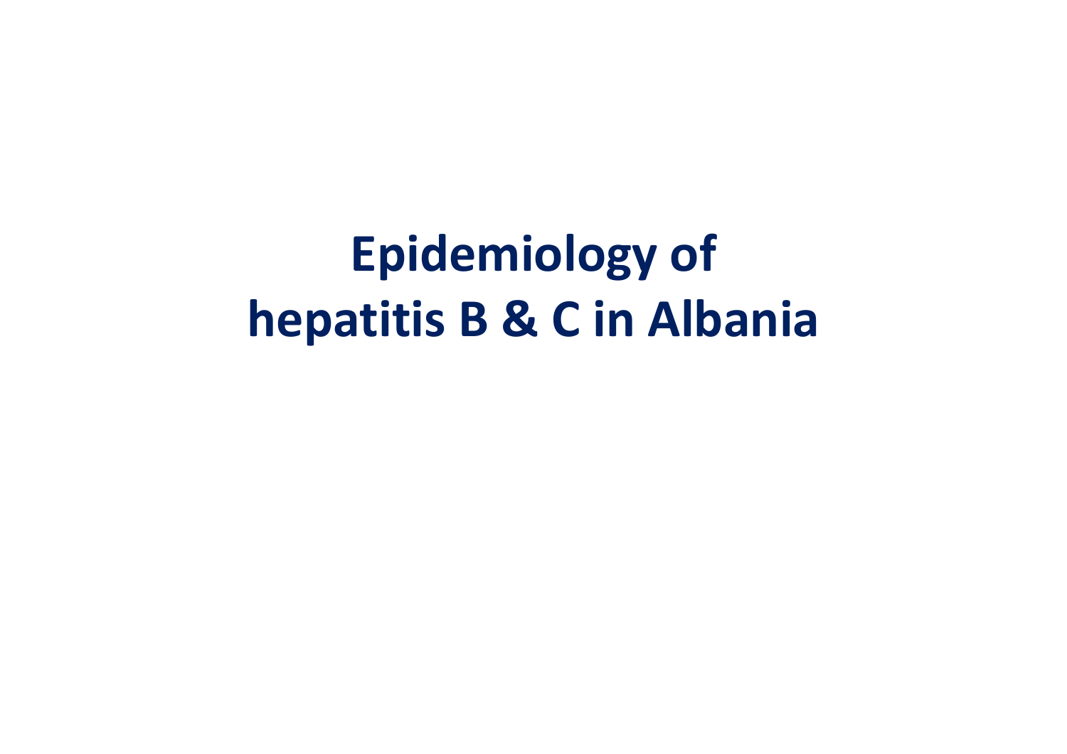# Epidemiology of hepatitis B & C in Albania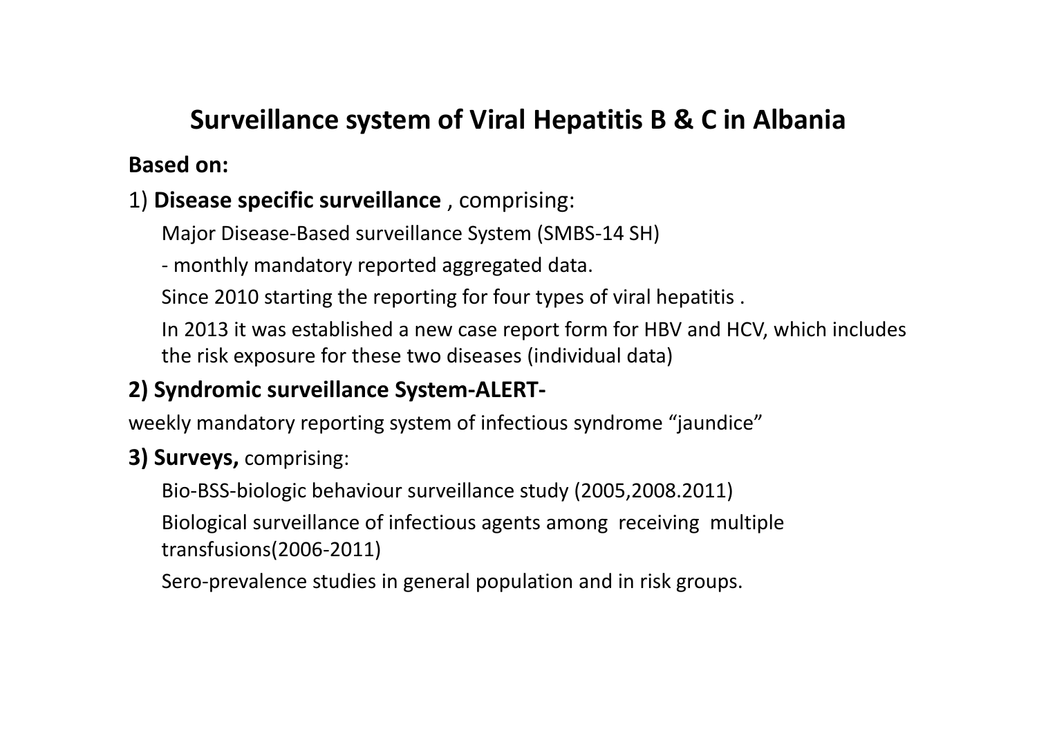# Surveillance system of Viral Hepatitis B & C in Albania

**Based on:**

1) **Disease specific surveillance** , comprising:

Major Disease-Based surveillance System (SMBS-14 SH)

- monthly mandatory reported aggregated data.

Since 2010 starting the reporting for four types of viral hepatitis .

In 2013 it was established a new case report form for HBV and HCV, which includes the risk exposure for these two diseases (individual data)

**2) Syndromic surveillance System-ALERT-**

weekly mandatory reporting system of infectious syndrome "jaundice"

**3) Surveys,** comprising:

Bio-BSS-biologic behaviour surveillance study (2005,2008.2011)

Biological surveillance of infectious agents among receiving multiple transfusions(2006-2011)

Sero-prevalence studies in general population and in risk groups.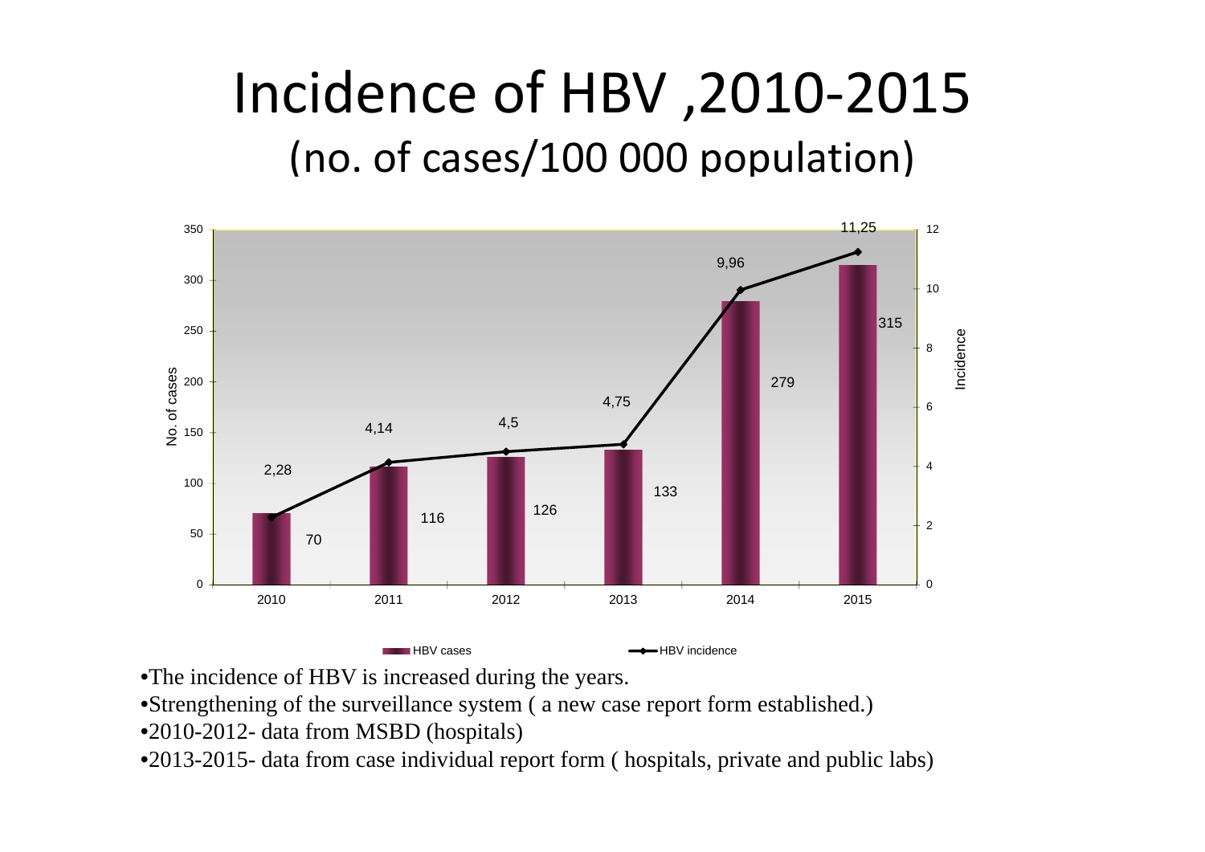# Incidence of HBV ,2010-2015
## (no. of cases/100 000 population)

| Year | HBV cases | HBV incidence |
|---|---|---|
| 2010 | 70 | 2,28 |
| 2011 | 116 | 4,14 |
| 2012 | 126 | 4,5 |
| 2013 | 133 | 4,75 |
| 2014 | 279 | 9,96 |
| 2015 | 315 | 11,25 |

- The incidence of HBV is increased during the years.
- Strengthening of the surveillance system ( a new case report form established.)
- 2010-2012- data from MSBD (hospitals)
- 2013-2015- data from case individual report form ( hospitals, private and public labs)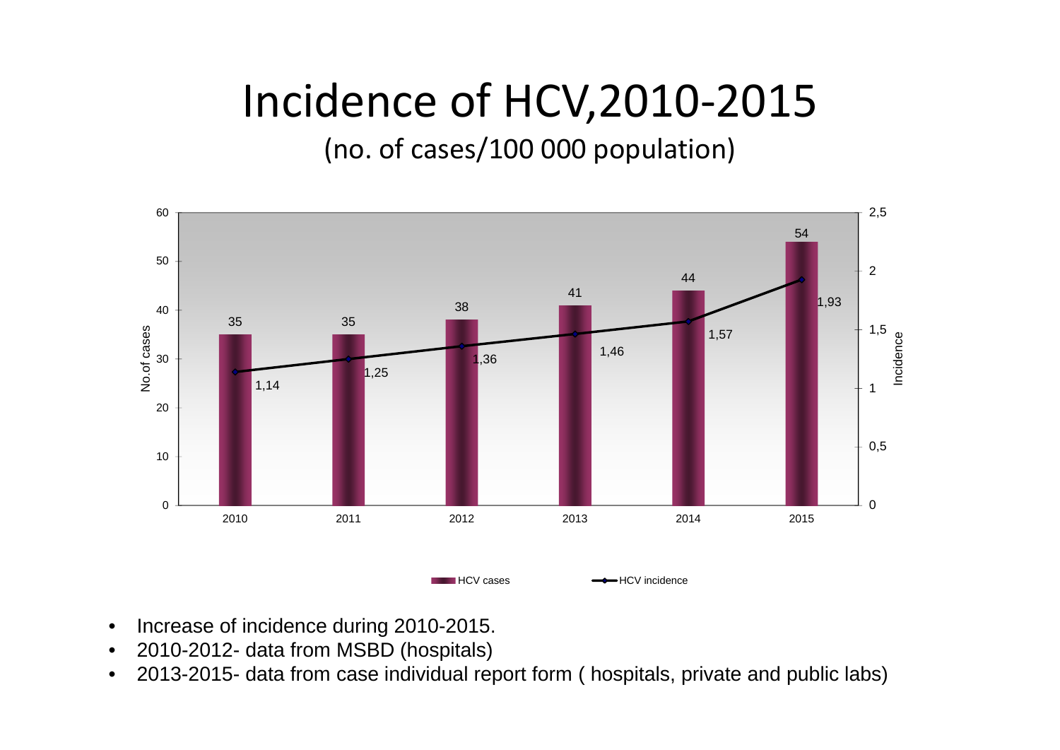# Incidence of HCV,2010-2015

(no. of cases/100 000 population)

| Year | HCV cases | HCV incidence |
|---|---|---|
| 2010 | 35 | 1,14 |
| 2011 | 35 | 1,25 |
| 2012 | 38 | 1,36 |
| 2013 | 41 | 1,46 |
| 2014 | 44 | 1,57 |
| 2015 | 54 | 1,93 |

- Increase of incidence during 2010-2015.
- 2010-2012- data from MSBD (hospitals)
- 2013-2015- data from case individual report form ( hospitals, private and public labs)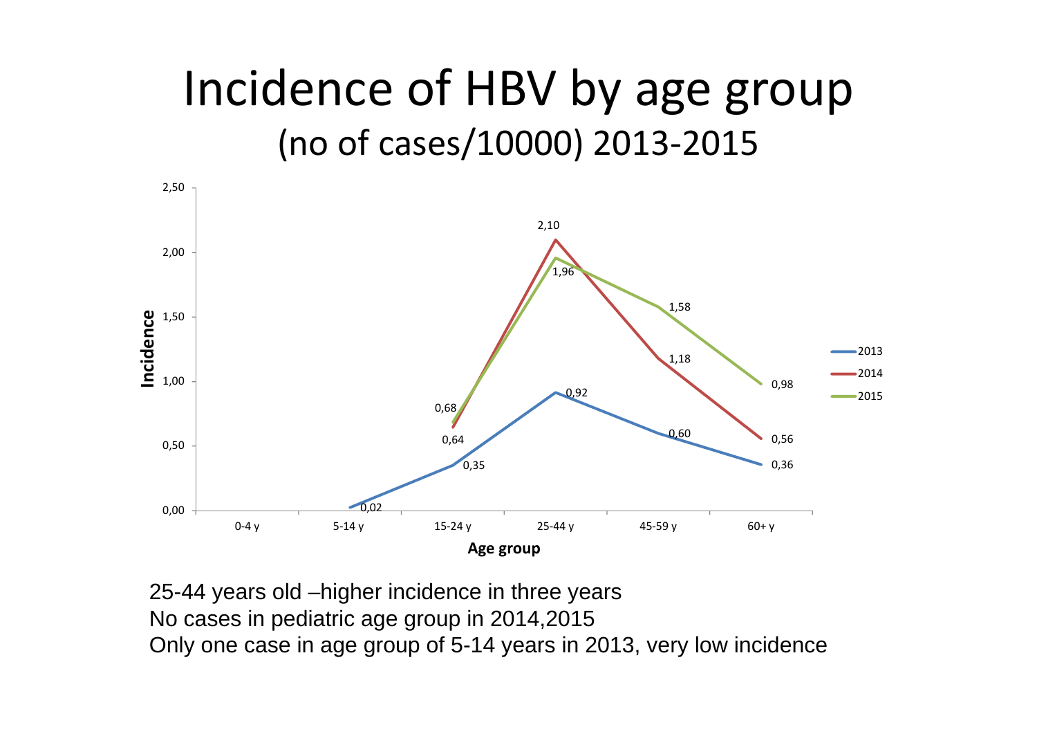# Incidence of HBV by age group

## (no of cases/10000) 2013-2015

| Age group | 2013 | 2014 | 2015 |
|---|---|---|---|
| 0-4 y | | | |
| 5-14 y | 0,02 | | |
| 15-24 y | 0,35 | 0,64 | 0,68 |
| 25-44 y | 0,92 | 2,10 | 1,96 |
| 45-59 y | 0,60 | 1,18 | 1,58 |
| 60+ y | 0,36 | 0,56 | 0,98 |

25-44 years old –higher incidence in three years

No cases in pediatric age group in 2014,2015

Only one case in age group of 5-14 years in 2013, very low incidence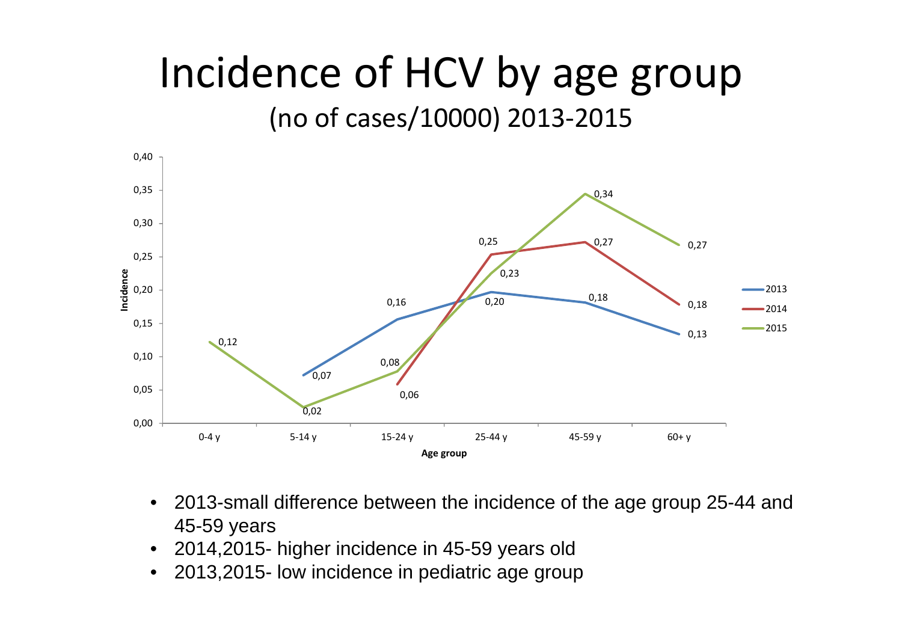# Incidence of HCV by age group

(no of cases/10000) 2013-2015

- 2013-small difference between the incidence of the age group 25-44 and 45-59 years
- 2014,2015- higher incidence in 45-59 years old
- 2013,2015- low incidence in pediatric age group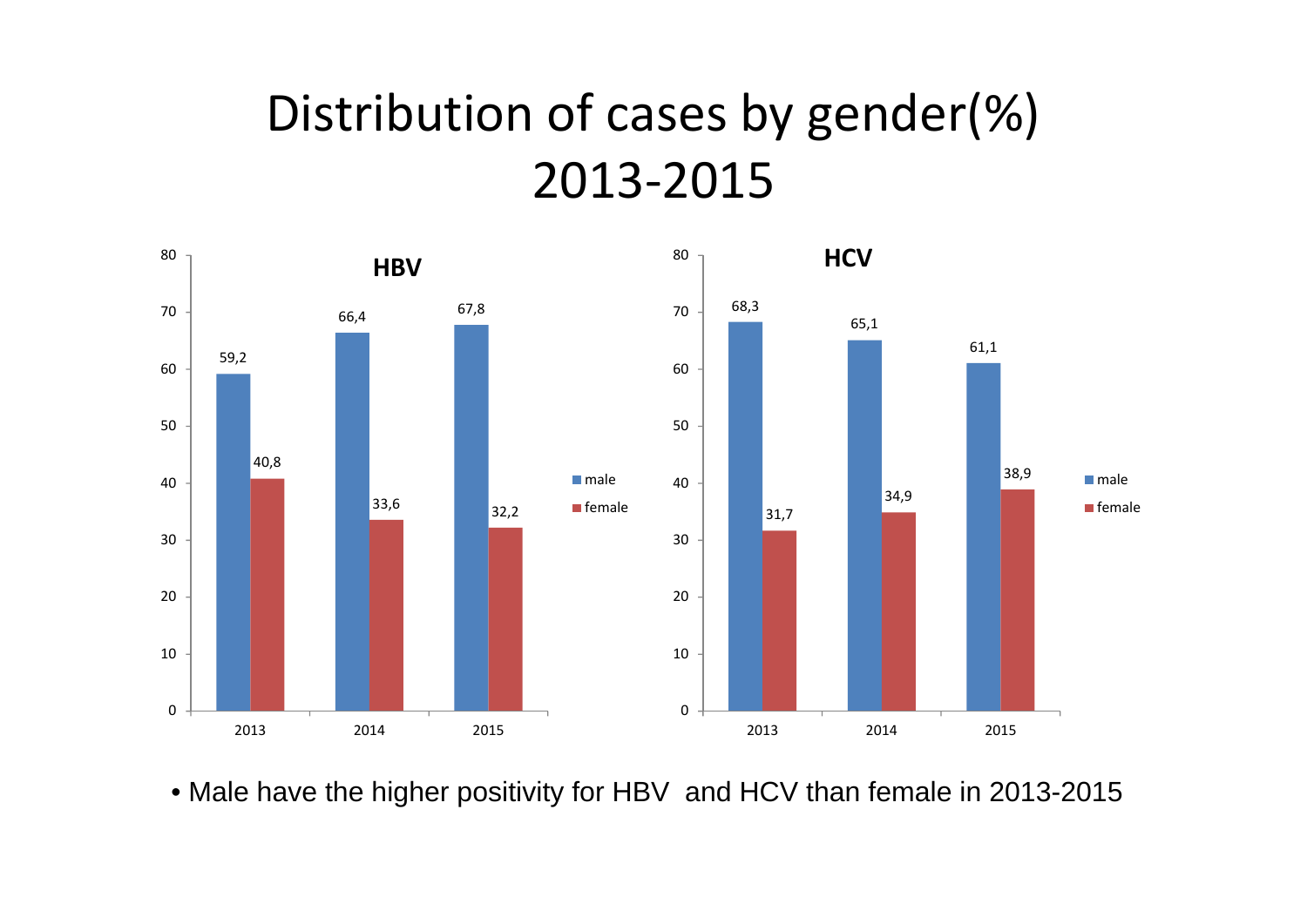# Distribution of cases by gender(%) 2013-2015

**HBV**

| Year | male | female |
|---|---|---|
| 2013 | 59,2 | 40,8 |
| 2014 | 66,4 | 33,6 |
| 2015 | 67,8 | 32,2 |

**HCV**

| Year | male | female |
|---|---|---|
| 2013 | 68,3 | 31,7 |
| 2014 | 65,1 | 34,9 |
| 2015 | 61,1 | 38,9 |

- Male have the higher positivity for HBV and HCV than female in 2013-2015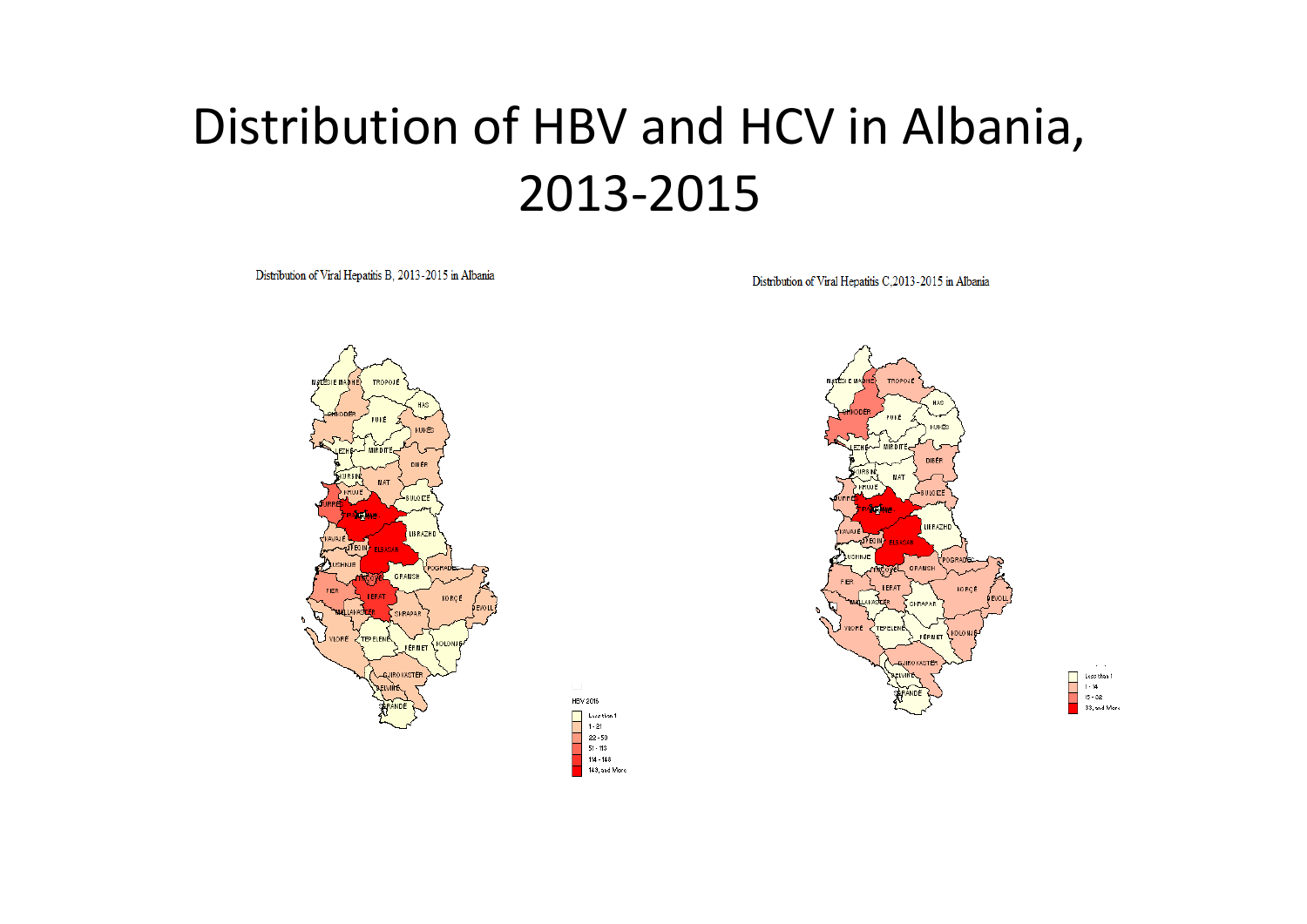# Distribution of HBV and HCV in Albania, 2013-2015

Distribution of Viral Hepatitis B, 2013-2015 in Albania

Distribution of Viral Hepatitis C,2013-2015 in Albania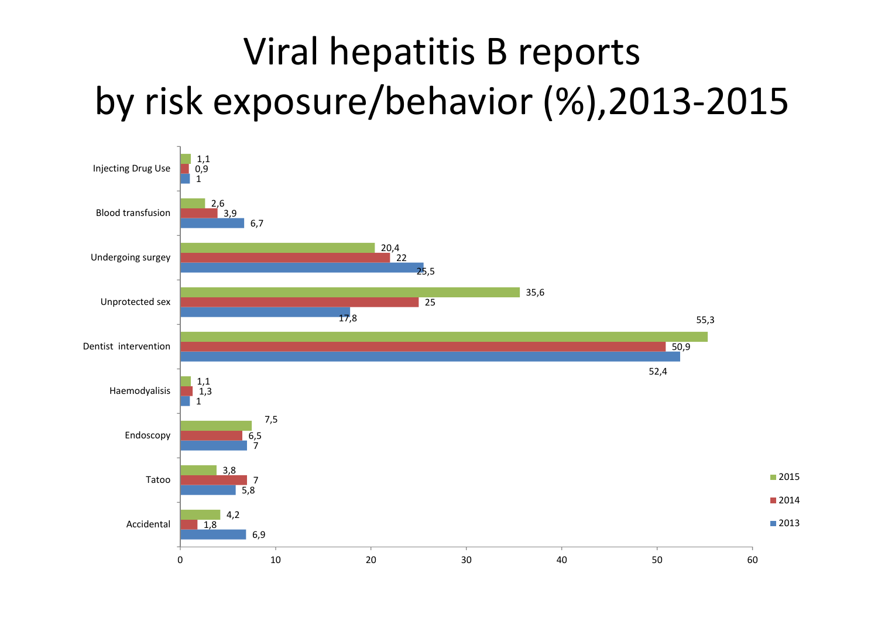# Viral hepatitis B reports by risk exposure/behavior (%),2013-2015

| Risk exposure/behavior | 2015 | 2014 | 2013 |
|---|---|---|---|
| Injecting Drug Use | 1,1 | 0,9 | 1 |
| Blood transfusion | 2,6 | 3,9 | 6,7 |
| Undergoing surgey | 20,4 | 22 | 25,5 |
| Unprotected sex | 35,6 | 25 | 17,8 |
| Dentist intervention | 55,3 | 50,9 | 52,4 |
| Haemodyalisis | 1,1 | 1,3 | 1 |
| Endoscopy | 7,5 | 6,5 | 7 |
| Tatoo | 3,8 | 7 | 5,8 |
| Accidental | 4,2 | 1,8 | 6,9 |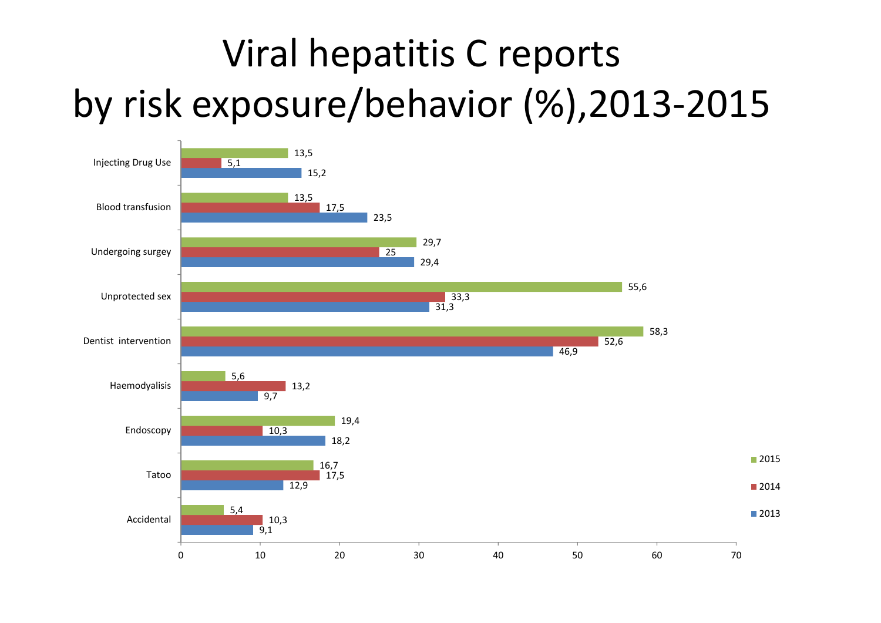# Viral hepatitis C reports by risk exposure/behavior (%),2013-2015

| Risk exposure/behavior | 2013 | 2014 | 2015 |
|---|---|---|---|
| Injecting Drug Use | 15,2 | 5,1 | 13,5 |
| Blood transfusion | 23,5 | 17,5 | 13,5 |
| Undergoing surgey | 29,4 | 25 | 29,7 |
| Unprotected sex | 31,3 | 33,3 | 55,6 |
| Dentist intervention | 46,9 | 52,6 | 58,3 |
| Haemodyalisis | 9,7 | 13,2 | 5,6 |
| Endoscopy | 18,2 | 10,3 | 19,4 |
| Tatoo | 12,9 | 17,5 | 16,7 |
| Accidental | 9,1 | 10,3 | 5,4 |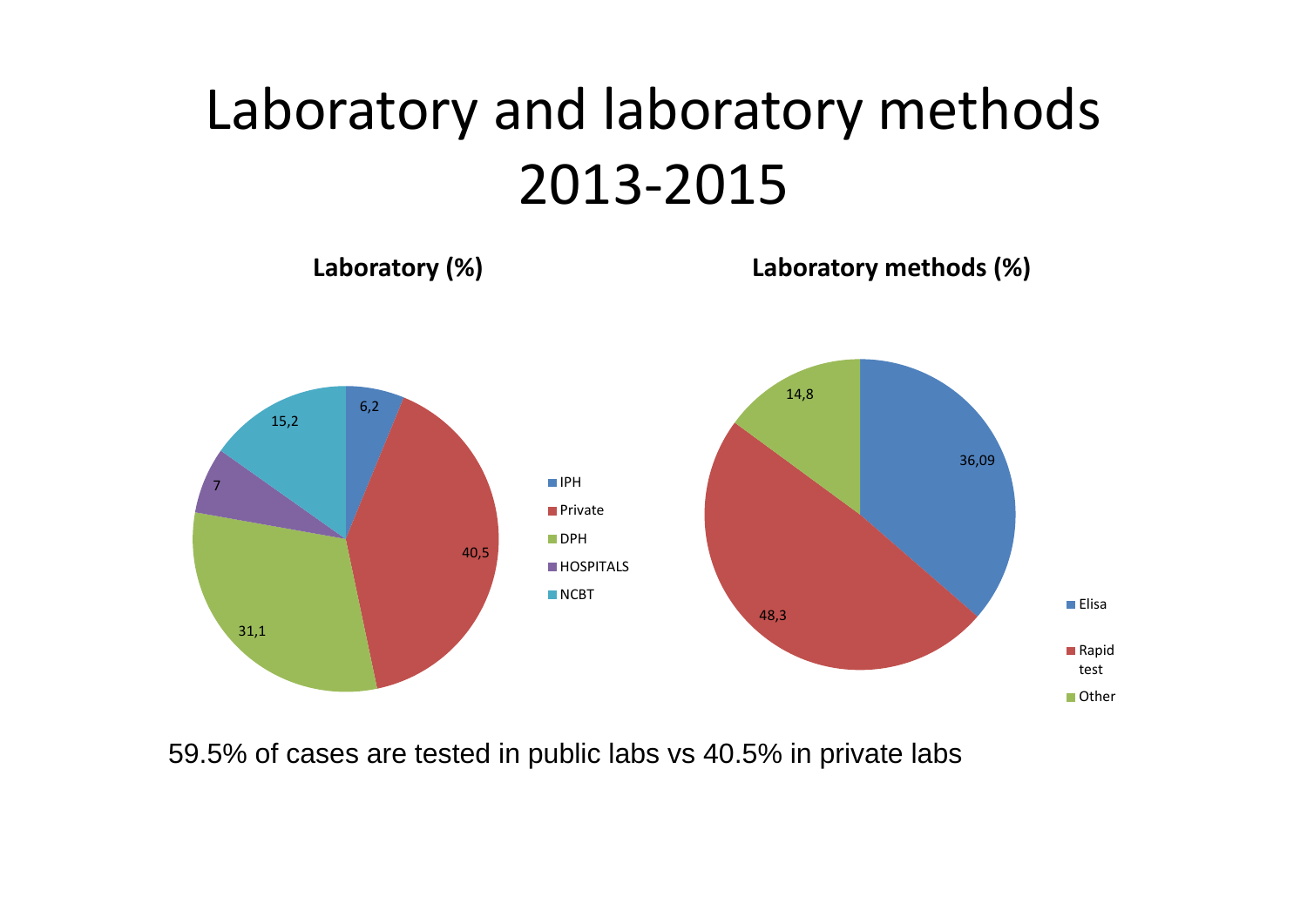# Laboratory and laboratory methods 2013-2015

**Laboratory (%)**

| Laboratory | % |
|---|---|
| IPH | 6,2 |
| Private | 40,5 |
| DPH | 31,1 |
| HOSPITALS | 7 |
| NCBT | 15,2 |

**Laboratory methods (%)**

| Method | % |
|---|---|
| Elisa | 36,09 |
| Rapid test | 48,3 |
| Other | 14,8 |

59.5% of cases are tested in public labs vs 40.5% in private labs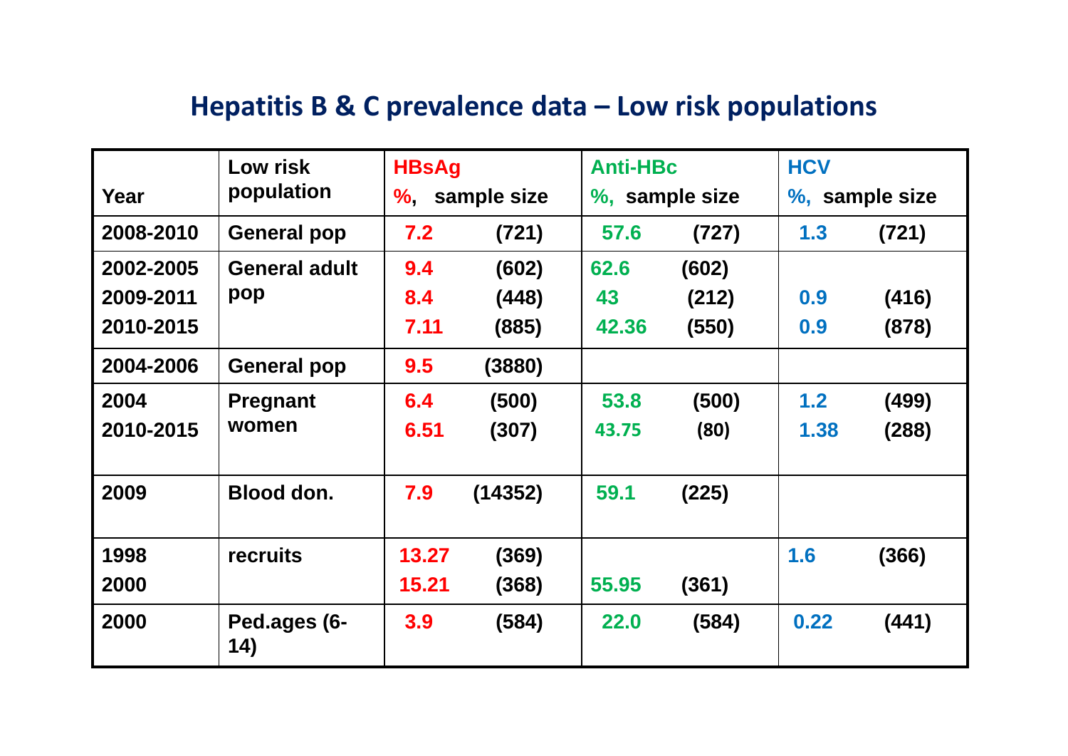## Hepatitis B & C prevalence data – Low risk populations

| Year | Low risk population | HBsAg %, | sample size | Anti-HBc %, | sample size | HCV %, | sample size |
|---|---|---|---|---|---|---|---|
| 2008-2010 | General pop | 7.2 | (721) | 57.6 | (727) | 1.3 | (721) |
| 2002-2005 | General adult pop | 9.4 | (602) | 62.6 | (602) | | |
| 2009-2011 | | 8.4 | (448) | 43 | (212) | 0.9 | (416) |
| 2010-2015 | | 7.11 | (885) | 42.36 | (550) | 0.9 | (878) |
| 2004-2006 | General pop | 9.5 | (3880) | | | | |
| 2004 | Pregnant women | 6.4 | (500) | 53.8 | (500) | 1.2 | (499) |
| 2010-2015 | | 6.51 | (307) | 43.75 | (80) | 1.38 | (288) |
| 2009 | Blood don. | 7.9 | (14352) | 59.1 | (225) | | |
| 1998 | recruits | 13.27 | (369) | | | 1.6 | (366) |
| 2000 | | 15.21 | (368) | 55.95 | (361) | | |
| 2000 | Ped.ages (6-14) | 3.9 | (584) | 22.0 | (584) | 0.22 | (441) |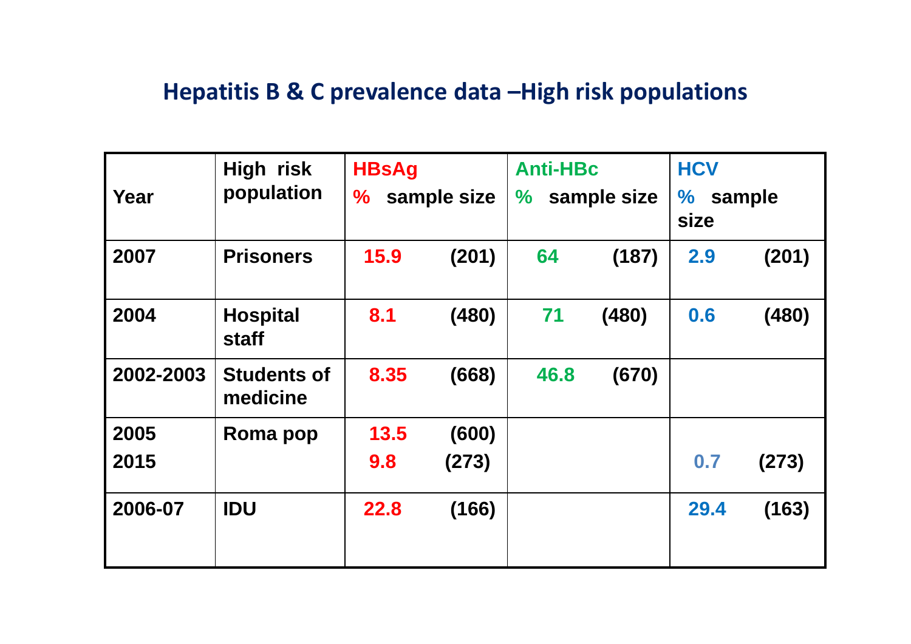## Hepatitis B & C prevalence data –High risk populations

| Year | High risk population | HBsAg % | sample size | Anti-HBc % | sample size | HCV % | sample size |
|---|---|---|---|---|---|---|---|
| 2007 | Prisoners | 15.9 | (201) | 64 | (187) | 2.9 | (201) |
| 2004 | Hospital staff | 8.1 | (480) | 71 | (480) | 0.6 | (480) |
| 2002-2003 | Students of medicine | 8.35 | (668) | 46.8 | (670) | | |
| 2005 | Roma pop | 13.5 | (600) | | | | |
| 2015 | | 9.8 | (273) | | | 0.7 | (273) |
| 2006-07 | IDU | 22.8 | (166) | | | 29.4 | (163) |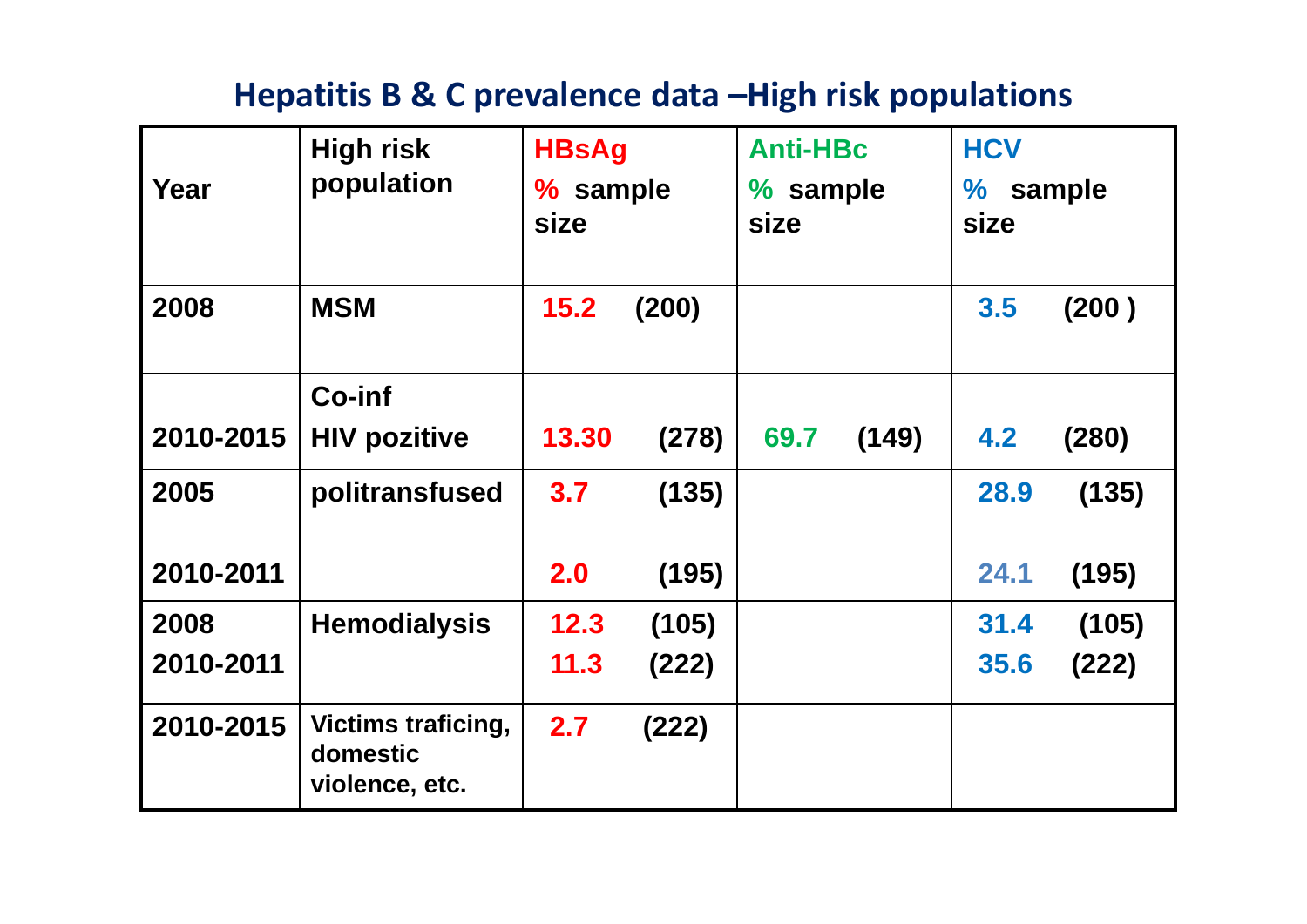## Hepatitis B & C prevalence data –High risk populations

| Year | High risk population | HBsAg % sample size | Anti-HBc % sample size | HCV % sample size |
|---|---|---|---|---|
| 2008 | MSM | 15.2 (200) | | 3.5 (200 ) |
| 2010-2015 | Co-inf HIV pozitive | 13.30 (278) | 69.7 (149) | 4.2 (280) |
| 2005 | politransfused | 3.7 (135) | | 28.9 (135) |
| 2010-2011 | | 2.0 (195) | | 24.1 (195) |
| 2008 | Hemodialysis | 12.3 (105) | | 31.4 (105) |
| 2010-2011 | | 11.3 (222) | | 35.6 (222) |
| 2010-2015 | Victims traficing, domestic violence, etc. | 2.7 (222) | | |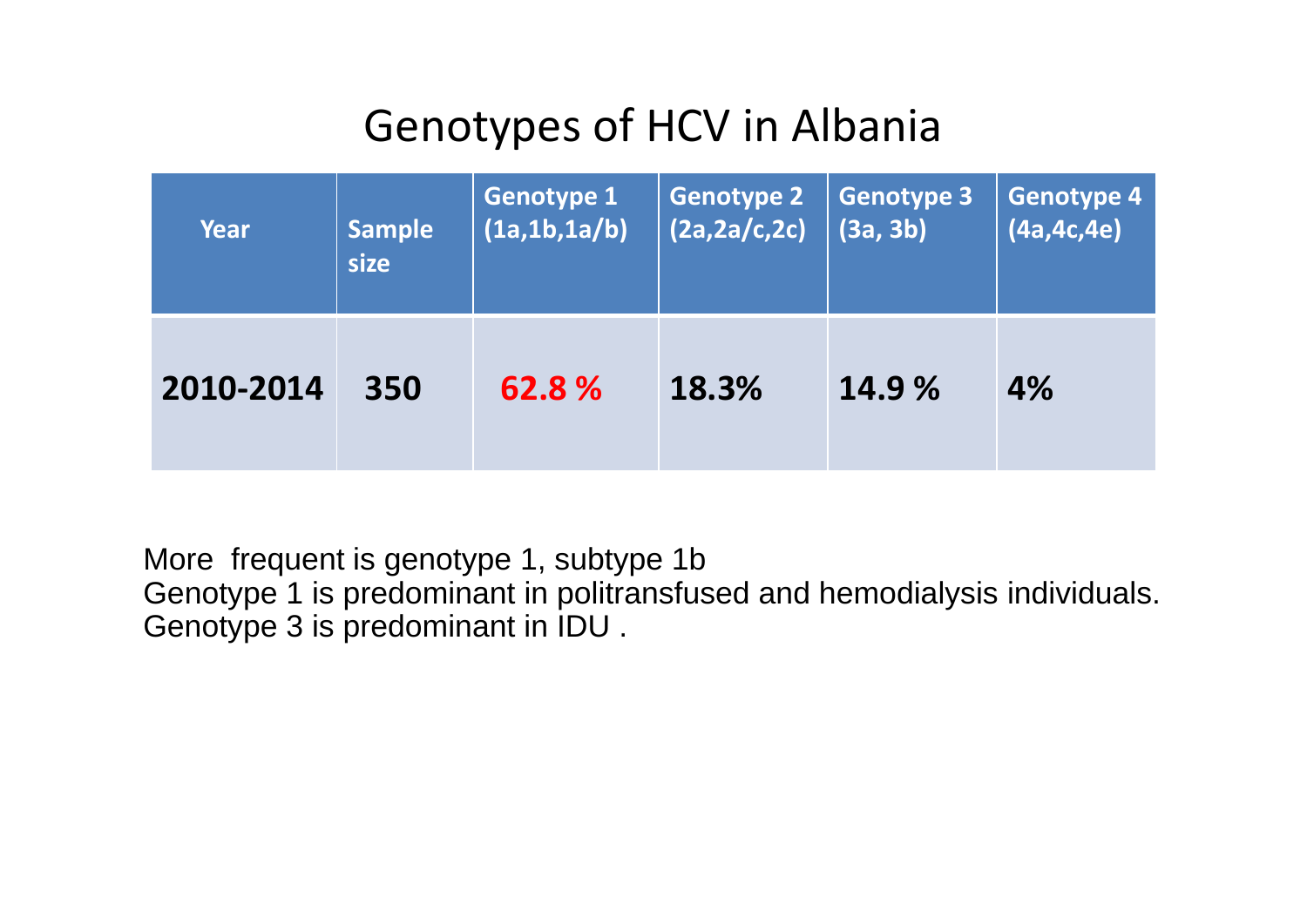# Genotypes of HCV in Albania

| Year | Sample size | Genotype 1 (1a,1b,1a/b) | Genotype 2 (2a,2a/c,2c) | Genotype 3 (3a, 3b) | Genotype 4 (4a,4c,4e) |
|---|---|---|---|---|---|
| **2010-2014** | **350** | **62.8 %** | **18.3%** | **14.9 %** | **4%** |

More frequent is genotype 1, subtype 1b
Genotype 1 is predominant in politransfused and hemodialysis individuals.
Genotype 3 is predominant in IDU .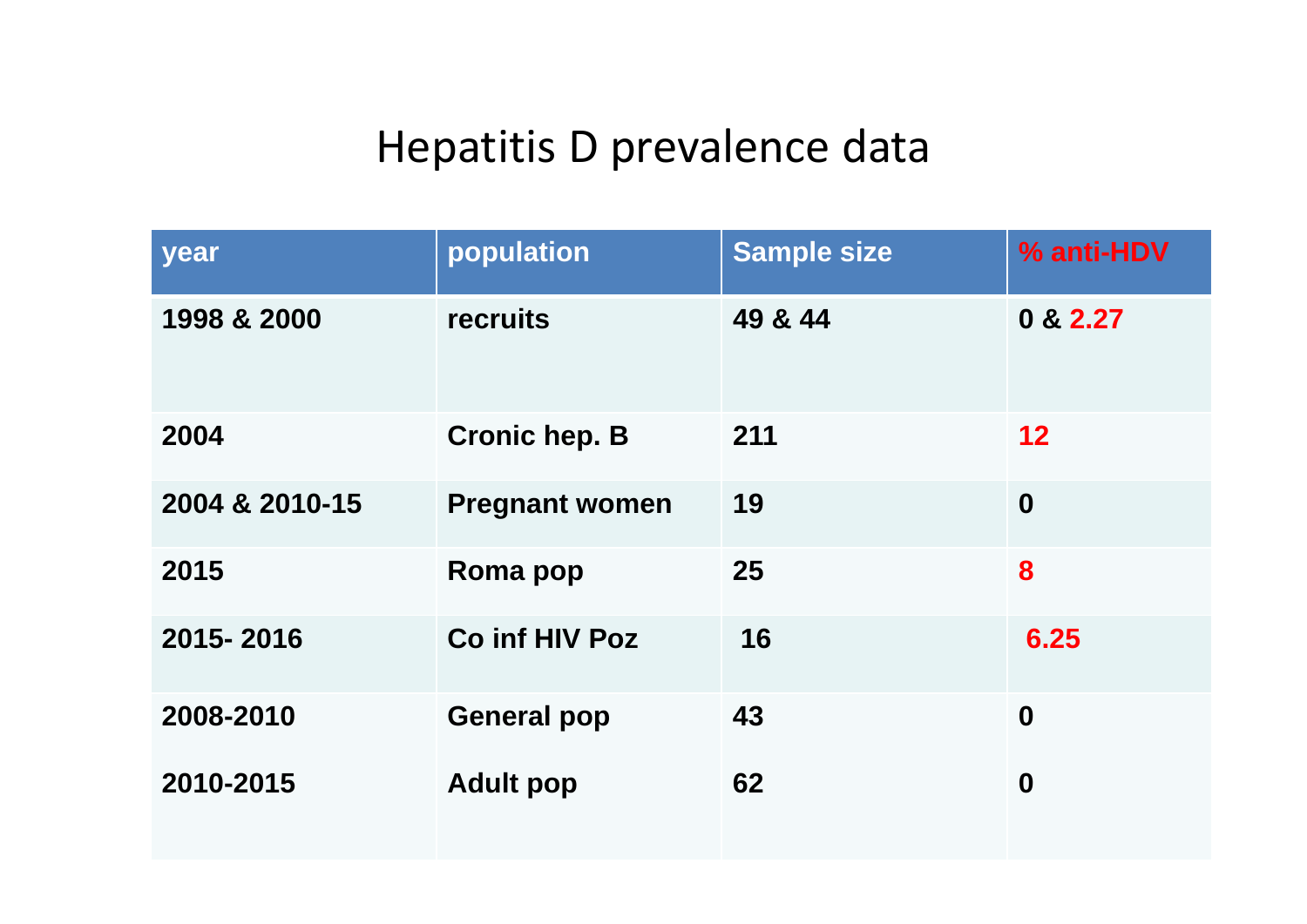# Hepatitis D prevalence data

| year | population | Sample size | % anti-HDV |
|---|---|---|---|
| 1998 & 2000 | recruits | 49 & 44 | 0 & 2.27 |
| 2004 | Cronic hep. B | 211 | 12 |
| 2004 & 2010-15 | Pregnant women | 19 | 0 |
| 2015 | Roma pop | 25 | 8 |
| 2015- 2016 | Co inf HIV Poz | 16 | 6.25 |
| 2008-2010 | General pop | 43 | 0 |
| 2010-2015 | Adult pop | 62 | 0 |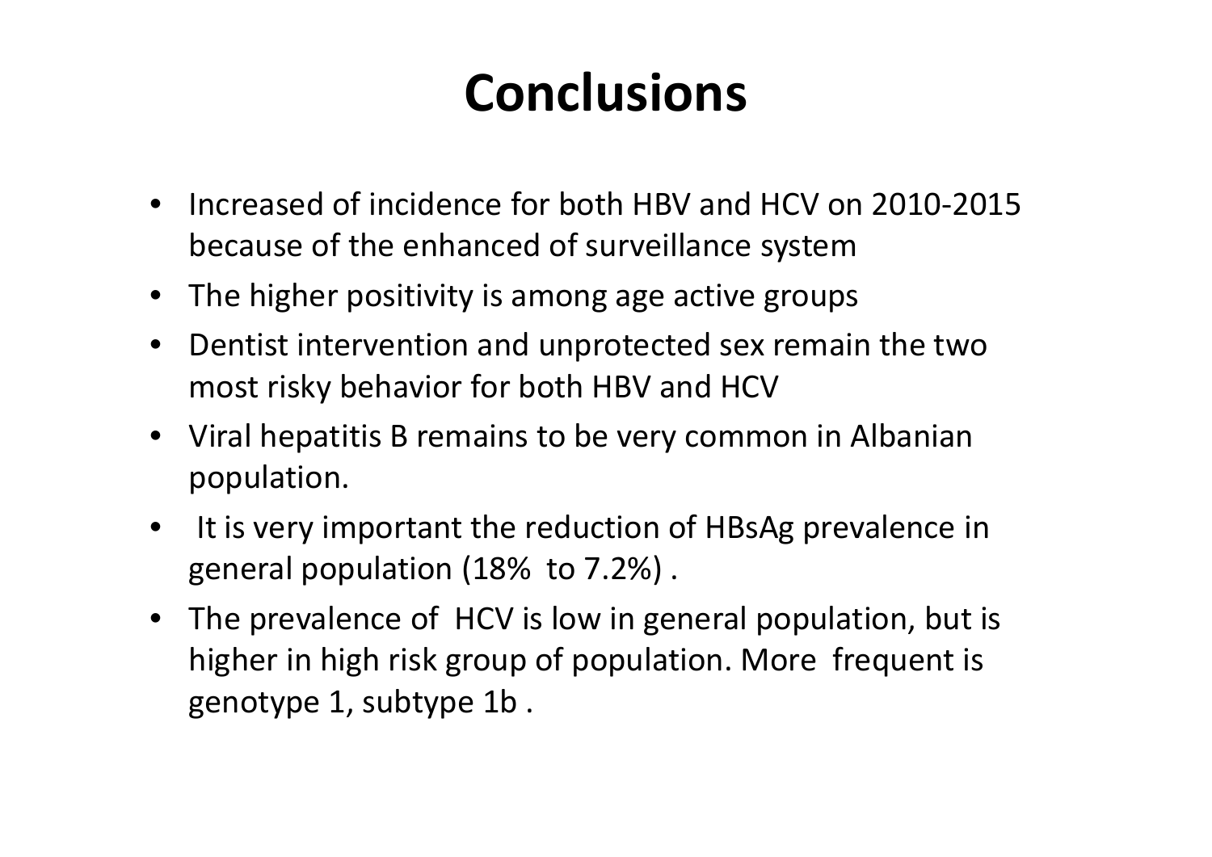# Conclusions

- Increased of incidence for both HBV and HCV on 2010-2015 because of the enhanced of surveillance system
- The higher positivity is among age active groups
- Dentist intervention and unprotected sex remain the two most risky behavior for both HBV and HCV
- Viral hepatitis B remains to be very common in Albanian population.
- It is very important the reduction of HBsAg prevalence in general population (18% to 7.2%) .
- The prevalence of HCV is low in general population, but is higher in high risk group of population. More frequent is genotype 1, subtype 1b .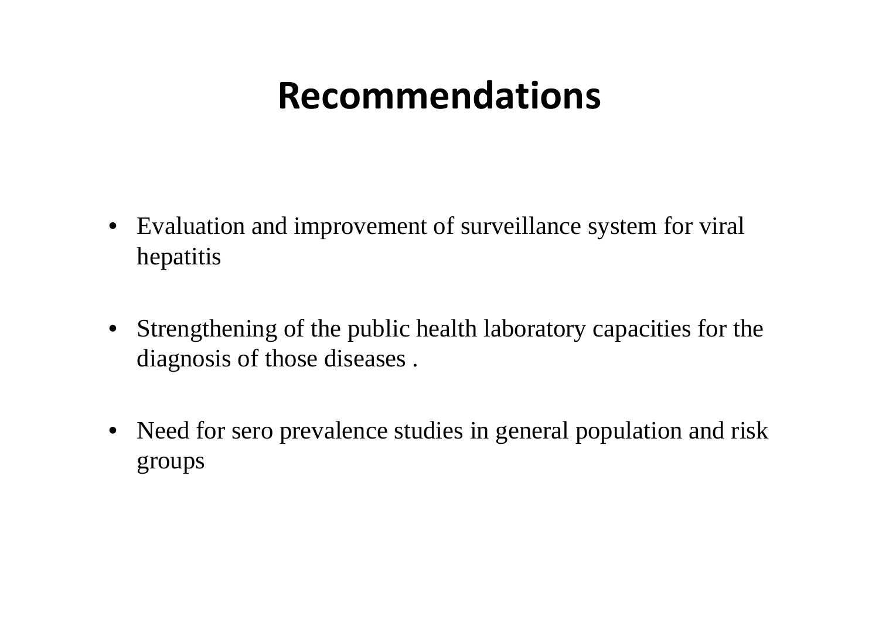# Recommendations

- Evaluation and improvement of surveillance system for viral hepatitis
- Strengthening of the public health laboratory capacities for the diagnosis of those diseases .
- Need for sero prevalence studies in general population and risk groups